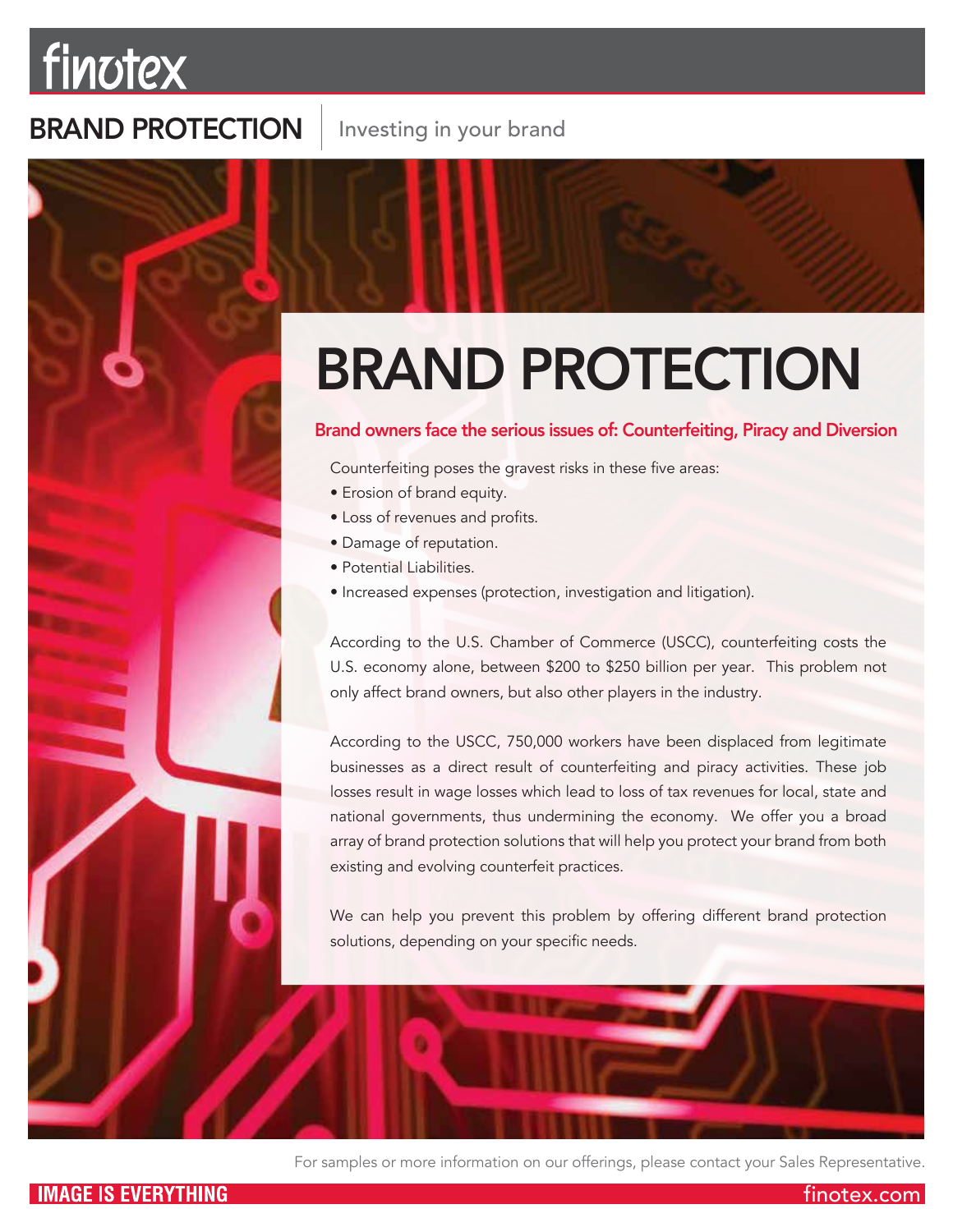finotex

**BRAND PROTECTION** | Investing in your brand

# BRAND PROTECTION

**Brand owners face the serious issues of: Counterfeiting, Piracy and Diversion**

Counterfeiting poses the gravest risks in these five areas:

- Erosion of brand equity.
- Loss of revenues and profits.
- Damage of reputation.
- Potential Liabilities.
- Increased expenses (protection, investigation and litigation).

According to the U.S. Chamber of Commerce (USCC), counterfeiting costs the U.S. economy alone, between $200 to $250 billion per year. This problem not only affect brand owners, but also other players in the industry.

According to the USCC, 750,000 workers have been displaced from legitimate businesses as a direct result of counterfeiting and piracy activities. These job losses result in wage losses which lead to loss of tax revenues for local, state and national governments, thus undermining the economy. We offer you a broad array of brand protection solutions that will help you protect your brand from both existing and evolving counterfeit practices.

We can help you prevent this problem by offering different brand protection solutions, depending on your specific needs.

For samples or more information on our offerings, please contact your Sales Representative.

**IMAGE IS EVERYTHING** finotex.com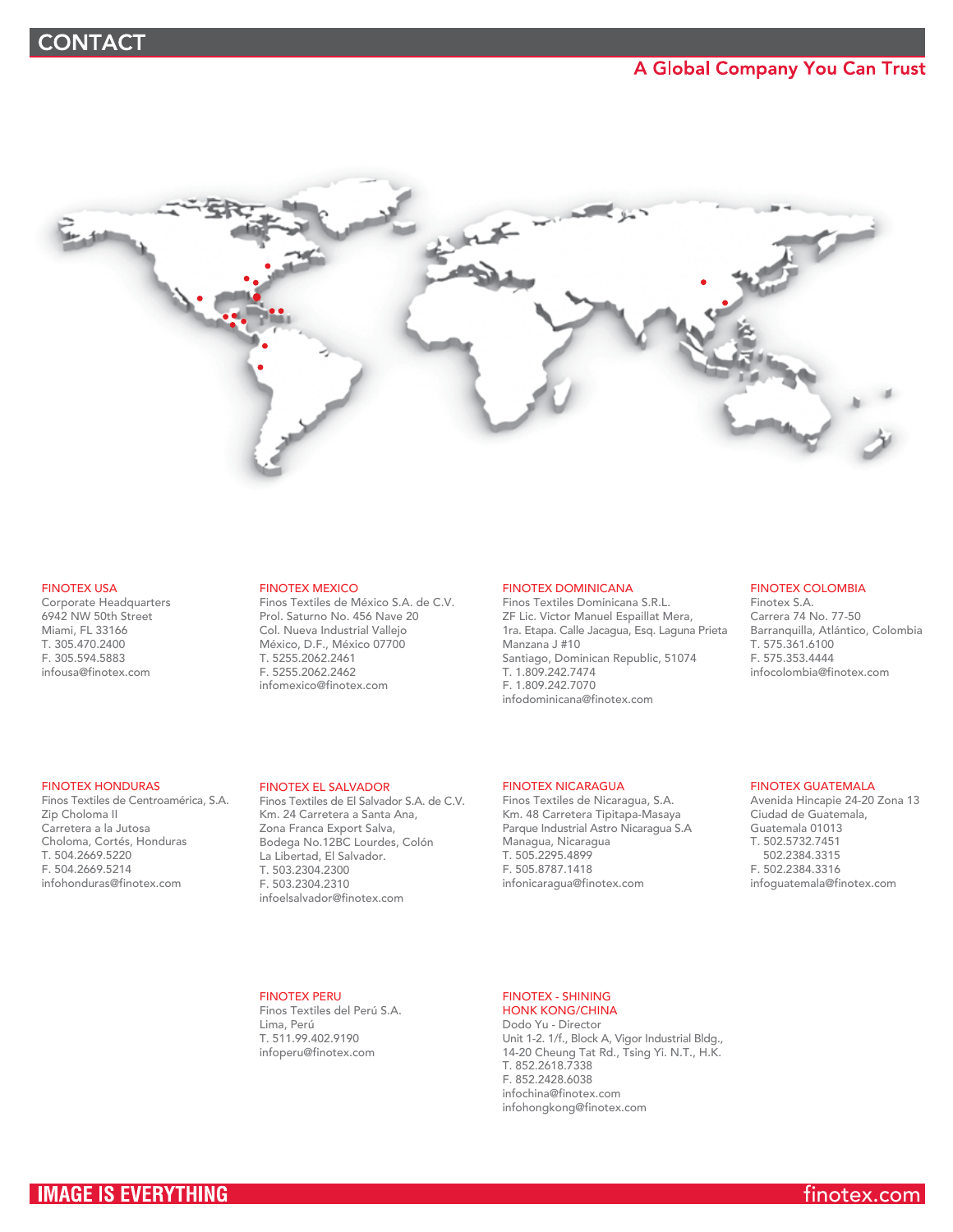# CONTACT

## A Global Company You Can Trust

**FINOTEX USA**
Corporate Headquarters
6942 NW 50th Street
Miami, FL 33166
T. 305.470.2400
F. 305.594.5883
infousa@finotex.com

**FINOTEX MEXICO**
Finos Textiles de México S.A. de C.V.
Prol. Saturno No. 456 Nave 20
Col. Nueva Industrial Vallejo
México, D.F., México 07700
T. 5255.2062.2461
F. 5255.2062.2462
infomexico@finotex.com

**FINOTEX DOMINICANA**
Finos Textiles Dominicana S.R.L.
ZF Lic. Victor Manuel Espaillat Mera,
1ra. Etapa. Calle Jacagua, Esq. Laguna Prieta
Manzana J #10
Santiago, Dominican Republic, 51074
T. 1.809.242.7474
F. 1.809.242.7070
infodominicana@finotex.com

**FINOTEX COLOMBIA**
Finotex S.A.
Carrera 74 No. 77-50
Barranquilla, Atlántico, Colombia
T. 575.361.6100
F. 575.353.4444
infocolombia@finotex.com

**FINOTEX HONDURAS**
Finos Textiles de Centroamérica, S.A.
Zip Choloma II
Carretera a la Jutosa
Choloma, Cortés, Honduras
T. 504.2669.5220
F. 504.2669.5214
infohonduras@finotex.com

**FINOTEX EL SALVADOR**
Finos Textiles de El Salvador S.A. de C.V.
Km. 24 Carretera a Santa Ana,
Zona Franca Export Salva,
Bodega No.12BC Lourdes, Colón
La Libertad, El Salvador.
T. 503.2304.2300
F. 503.2304.2310
infoelsalvador@finotex.com

**FINOTEX NICARAGUA**
Finos Textiles de Nicaragua, S.A.
Km. 48 Carretera Tipitapa-Masaya
Parque Industrial Astro Nicaragua S.A
Managua, Nicaragua
T. 505.2295.4899
F. 505.8787.1418
infonicaragua@finotex.com

**FINOTEX GUATEMALA**
Avenida Hincapie 24-20 Zona 13
Ciudad de Guatemala,
Guatemala 01013
T. 502.5732.7451
502.2384.3315
F. 502.2384.3316
infoguatemala@finotex.com

**FINOTEX PERU**
Finos Textiles del Perú S.A.
Lima, Perú
T. 511.99.402.9190
infoperu@finotex.com

**FINOTEX - SHINING HONK KONG/CHINA**
Dodo Yu - Director
Unit 1-2. 1/f., Block A, Vigor Industrial Bldg.,
14-20 Cheung Tat Rd., Tsing Yi. N.T., H.K.
T. 852.2618.7338
F. 852.2428.6038
infochina@finotex.com
infohongkong@finotex.com

IMAGE IS EVERYTHING

finotex.com